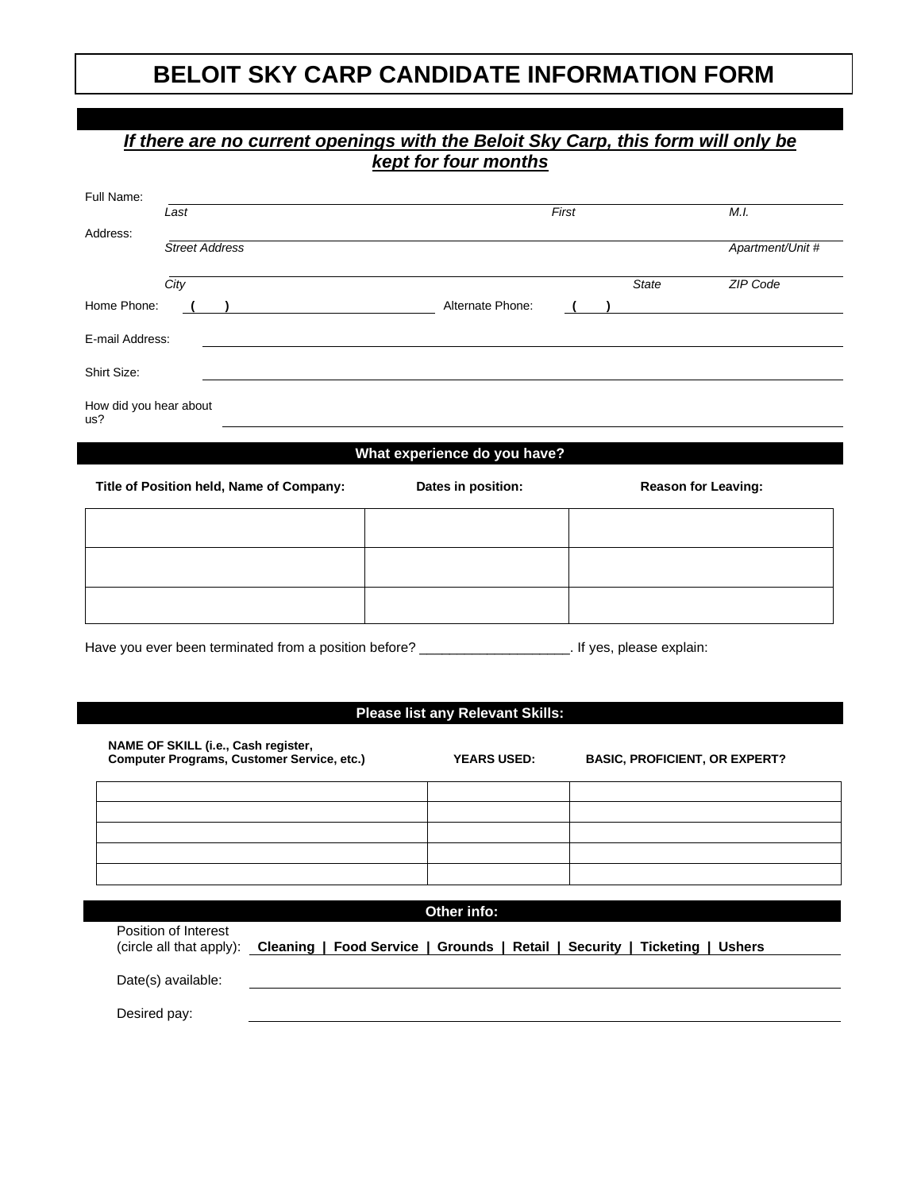# BELOIT SKY CARP CANDIDATE INFORMATION FORM

***If there are no current openings with the Beloit Sky Carp, this form will only be kept for four months***

Full Name: ______________________________________________
*Last* *First* *M.I.*

Address: ______________________________________________
*Street Address* *Apartment/Unit #*

______________________________________________
*City* *State* *ZIP Code*

Home Phone: **( )** ____________________ Alternate Phone: **( )** ____________________

E-mail Address: ______________________________________________

Shirt Size: ______________________________________________

How did you hear about us? ______________________________________________

## What experience do you have?

| Title of Position held, Name of Company: | Dates in position: | Reason for Leaving: |
|---|---|---|
| | | |
| | | |
| | | |

Have you ever been terminated from a position before? ___________________. If yes, please explain:

## Please list any Relevant Skills:

| NAME OF SKILL (i.e., Cash register, Computer Programs, Customer Service, etc.) | YEARS USED: | BASIC, PROFICIENT, OR EXPERT? |
|---|---|---|
| | | |
| | | |
| | | |
| | | |
| | | |

## Other info:

Position of Interest (circle all that apply): **Cleaning | Food Service | Grounds | Retail | Security | Ticketing | Ushers**

Date(s) available: ______________________________________________

Desired pay: ______________________________________________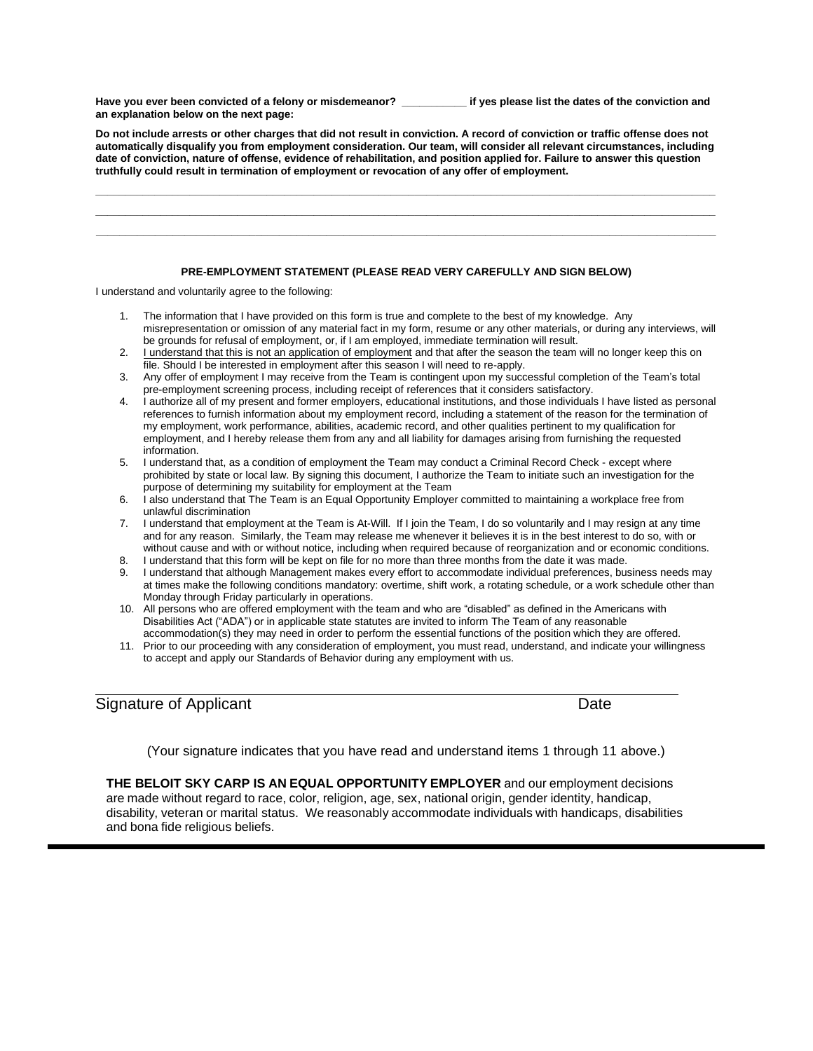**Have you ever been convicted of a felony or misdemeanor? \_\_\_\_\_\_\_\_\_\_\_ if yes please list the dates of the conviction and an explanation below on the next page:**

**Do not include arrests or other charges that did not result in conviction. A record of conviction or traffic offense does not automatically disqualify you from employment consideration. Our team, will consider all relevant circumstances, including date of conviction, nature of offense, evidence of rehabilitation, and position applied for. Failure to answer this question truthfully could result in termination of employment or revocation of any offer of employment.**

\_\_\_\_\_\_\_\_\_\_\_\_\_\_\_\_\_\_\_\_\_\_\_\_\_\_\_\_\_\_\_\_\_\_\_\_\_\_\_\_\_\_\_\_\_\_\_\_\_\_\_\_\_\_\_\_\_\_\_\_\_\_\_\_\_\_\_\_\_\_\_\_\_\_\_\_\_\_\_\_\_\_

\_\_\_\_\_\_\_\_\_\_\_\_\_\_\_\_\_\_\_\_\_\_\_\_\_\_\_\_\_\_\_\_\_\_\_\_\_\_\_\_\_\_\_\_\_\_\_\_\_\_\_\_\_\_\_\_\_\_\_\_\_\_\_\_\_\_\_\_\_\_\_\_\_\_\_\_\_\_\_\_\_\_

\_\_\_\_\_\_\_\_\_\_\_\_\_\_\_\_\_\_\_\_\_\_\_\_\_\_\_\_\_\_\_\_\_\_\_\_\_\_\_\_\_\_\_\_\_\_\_\_\_\_\_\_\_\_\_\_\_\_\_\_\_\_\_\_\_\_\_\_\_\_\_\_\_\_\_\_\_\_\_\_\_\_

**PRE-EMPLOYMENT STATEMENT (PLEASE READ VERY CAREFULLY AND SIGN BELOW)**

I understand and voluntarily agree to the following:

1. The information that I have provided on this form is true and complete to the best of my knowledge. Any misrepresentation or omission of any material fact in my form, resume or any other materials, or during any interviews, will be grounds for refusal of employment, or, if I am employed, immediate termination will result.
2. <u>I understand that this is not an application of employment</u> and that after the season the team will no longer keep this on file. Should I be interested in employment after this season I will need to re-apply.
3. Any offer of employment I may receive from the Team is contingent upon my successful completion of the Team's total pre-employment screening process, including receipt of references that it considers satisfactory.
4. I authorize all of my present and former employers, educational institutions, and those individuals I have listed as personal references to furnish information about my employment record, including a statement of the reason for the termination of my employment, work performance, abilities, academic record, and other qualities pertinent to my qualification for employment, and I hereby release them from any and all liability for damages arising from furnishing the requested information.
5. I understand that, as a condition of employment the Team may conduct a Criminal Record Check - except where prohibited by state or local law. By signing this document, I authorize the Team to initiate such an investigation for the purpose of determining my suitability for employment at the Team
6. I also understand that The Team is an Equal Opportunity Employer committed to maintaining a workplace free from unlawful discrimination
7. I understand that employment at the Team is At-Will. If I join the Team, I do so voluntarily and I may resign at any time and for any reason. Similarly, the Team may release me whenever it believes it is in the best interest to do so, with or without cause and with or without notice, including when required because of reorganization and or economic conditions.
8. I understand that this form will be kept on file for no more than three months from the date it was made.
9. I understand that although Management makes every effort to accommodate individual preferences, business needs may at times make the following conditions mandatory: overtime, shift work, a rotating schedule, or a work schedule other than Monday through Friday particularly in operations.
10. All persons who are offered employment with the team and who are "disabled" as defined in the Americans with Disabilities Act ("ADA") or in applicable state statutes are invited to inform The Team of any reasonable accommodation(s) they may need in order to perform the essential functions of the position which they are offered.
11. Prior to our proceeding with any consideration of employment, you must read, understand, and indicate your willingness to accept and apply our Standards of Behavior during any employment with us.

\_\_\_\_\_\_\_\_\_\_\_\_\_\_\_\_\_\_\_\_\_\_\_\_\_\_\_\_\_\_\_\_\_\_\_\_\_\_\_\_\_\_\_\_\_\_\_\_\_\_\_\_\_\_\_\_\_\_\_\_\_\_\_\_\_\_\_\_\_\_

Signature of Applicant　　　　　　　　　　　　　　　　　　　　　　Date

(Your signature indicates that you have read and understand items 1 through 11 above.)

**THE BELOIT SKY CARP IS AN EQUAL OPPORTUNITY EMPLOYER** and our employment decisions are made without regard to race, color, religion, age, sex, national origin, gender identity, handicap, disability, veteran or marital status. We reasonably accommodate individuals with handicaps, disabilities and bona fide religious beliefs.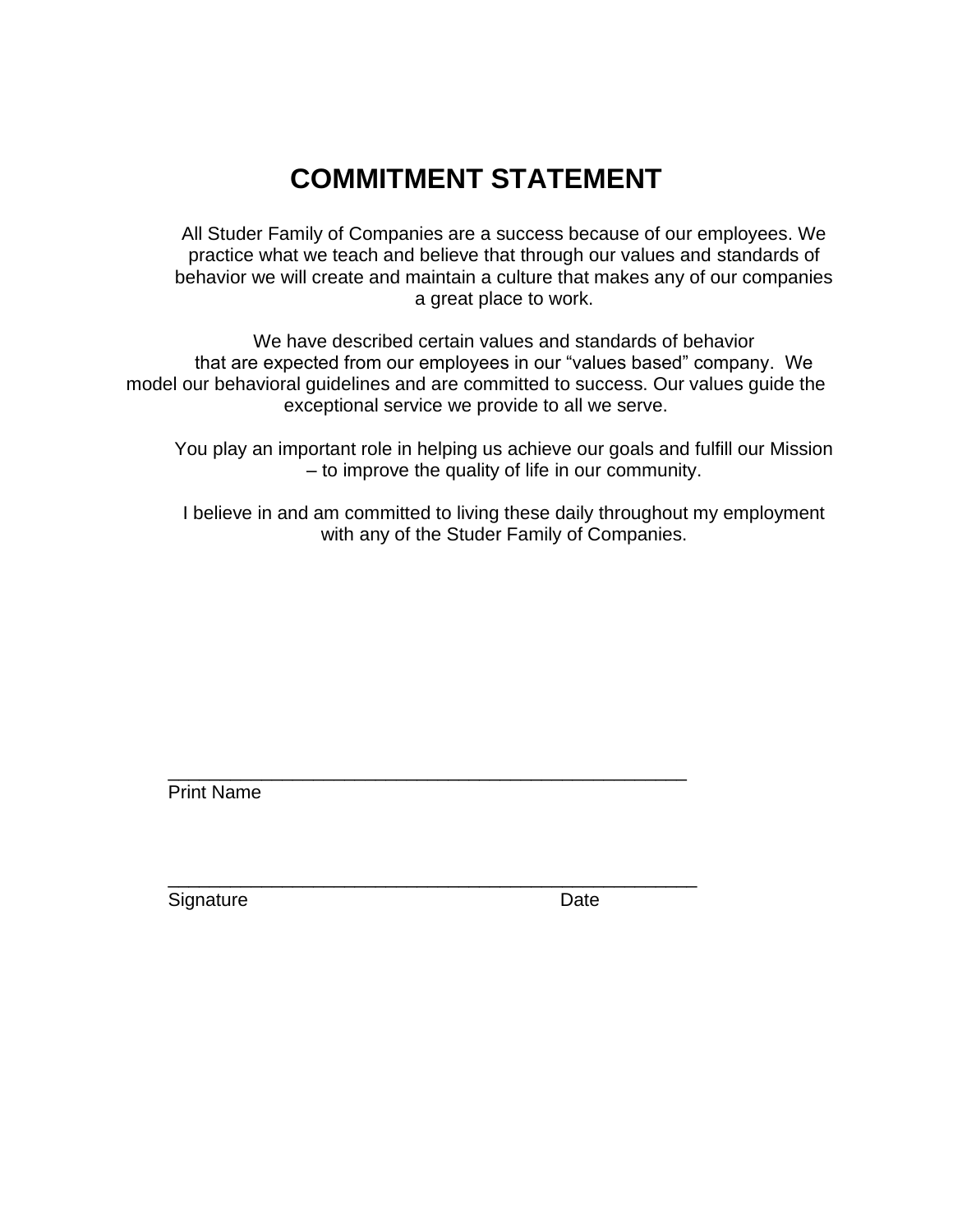# COMMITMENT STATEMENT

All Studer Family of Companies are a success because of our employees. We practice what we teach and believe that through our values and standards of behavior we will create and maintain a culture that makes any of our companies a great place to work.

We have described certain values and standards of behavior that are expected from our employees in our "values based" company. We model our behavioral guidelines and are committed to success. Our values guide the exceptional service we provide to all we serve.

You play an important role in helping us achieve our goals and fulfill our Mission – to improve the quality of life in our community.

I believe in and am committed to living these daily throughout my employment with any of the Studer Family of Companies.

_____________________________________________________

Print Name

_____________________________________________________

Signature                                                                Date